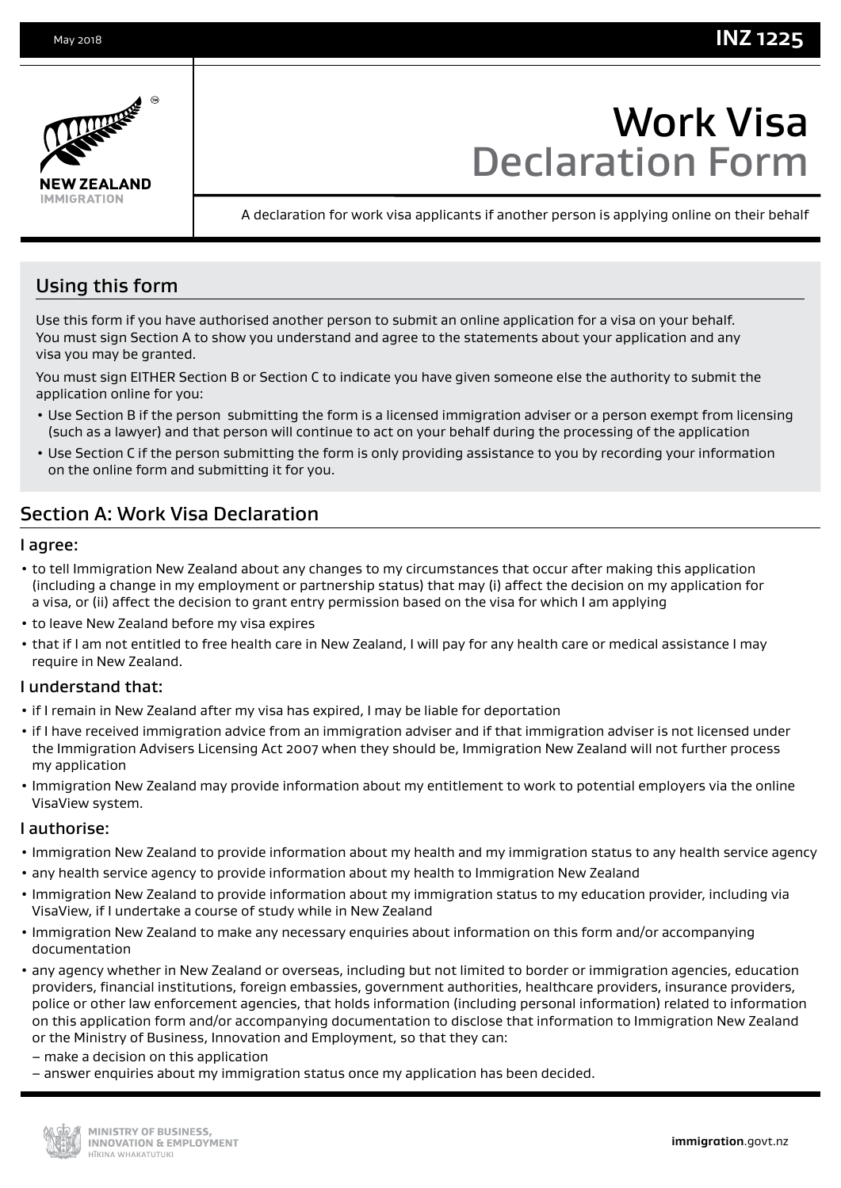May 2018 **INZ 1225**

NEW ZEALAND IMMIGRATION

# Work Visa Declaration Form

A declaration for work visa applicants if another person is applying online on their behalf

## Using this form

Use this form if you have authorised another person to submit an online application for a visa on your behalf. You must sign Section A to show you understand and agree to the statements about your application and any visa you may be granted.

You must sign EITHER Section B or Section C to indicate you have given someone else the authority to submit the application online for you:

- Use Section B if the person submitting the form is a licensed immigration adviser or a person exempt from licensing (such as a lawyer) and that person will continue to act on your behalf during the processing of the application
- Use Section C if the person submitting the form is only providing assistance to you by recording your information on the online form and submitting it for you.

## Section A: Work Visa Declaration

### I agree:

- to tell Immigration New Zealand about any changes to my circumstances that occur after making this application (including a change in my employment or partnership status) that may (i) affect the decision on my application for a visa, or (ii) affect the decision to grant entry permission based on the visa for which I am applying
- to leave New Zealand before my visa expires
- that if I am not entitled to free health care in New Zealand, I will pay for any health care or medical assistance I may require in New Zealand.

### I understand that:

- if I remain in New Zealand after my visa has expired, I may be liable for deportation
- if I have received immigration advice from an immigration adviser and if that immigration adviser is not licensed under the Immigration Advisers Licensing Act 2007 when they should be, Immigration New Zealand will not further process my application
- Immigration New Zealand may provide information about my entitlement to work to potential employers via the online VisaView system.

### I authorise:

- Immigration New Zealand to provide information about my health and my immigration status to any health service agency
- any health service agency to provide information about my health to Immigration New Zealand
- Immigration New Zealand to provide information about my immigration status to my education provider, including via VisaView, if I undertake a course of study while in New Zealand
- Immigration New Zealand to make any necessary enquiries about information on this form and/or accompanying documentation
- any agency whether in New Zealand or overseas, including but not limited to border or immigration agencies, education providers, financial institutions, foreign embassies, government authorities, healthcare providers, insurance providers, police or other law enforcement agencies, that holds information (including personal information) related to information on this application form and/or accompanying documentation to disclose that information to Immigration New Zealand or the Ministry of Business, Innovation and Employment, so that they can:
  - make a decision on this application
  - answer enquiries about my immigration status once my application has been decided.

MINISTRY OF BUSINESS, INNOVATION & EMPLOYMENT
HĪKINA WHAKATUTUKI

**immigration**.govt.nz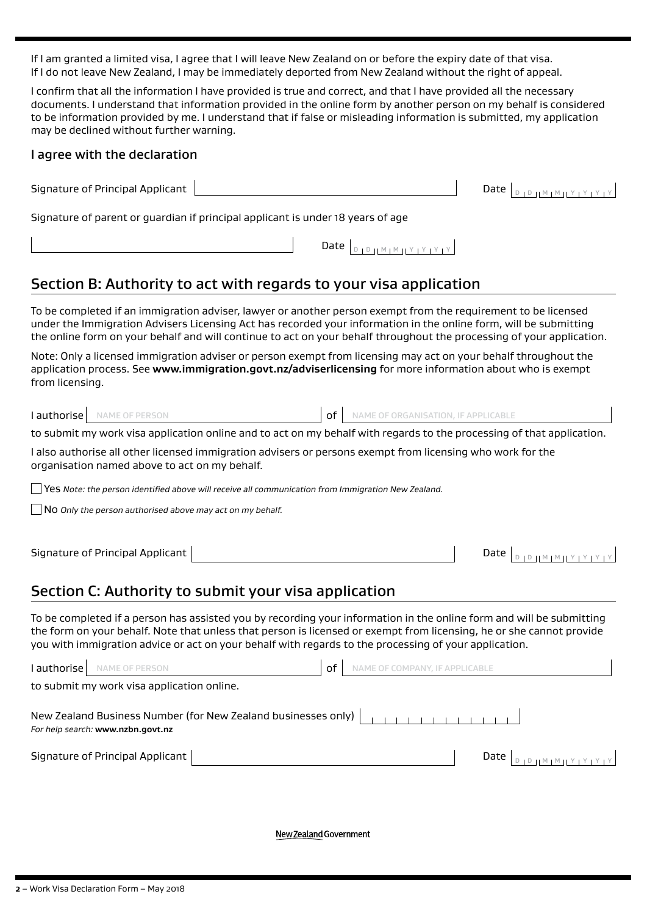If I am granted a limited visa, I agree that I will leave New Zealand on or before the expiry date of that visa. If I do not leave New Zealand, I may be immediately deported from New Zealand without the right of appeal.

I confirm that all the information I have provided is true and correct, and that I have provided all the necessary documents. I understand that information provided in the online form by another person on my behalf is considered to be information provided by me. I understand that if false or misleading information is submitted, my application may be declined without further warning.

### I agree with the declaration

Signature of Principal Applicant ______________________ Date D D M M Y Y Y Y

Signature of parent or guardian if principal applicant is under 18 years of age

______________________ Date D D M M Y Y Y Y

## Section B: Authority to act with regards to your visa application

To be completed if an immigration adviser, lawyer or another person exempt from the requirement to be licensed under the Immigration Advisers Licensing Act has recorded your information in the online form, will be submitting the online form on your behalf and will continue to act on your behalf throughout the processing of your application.

Note: Only a licensed immigration adviser or person exempt from licensing may act on your behalf throughout the application process. See **www.immigration.govt.nz/adviserlicensing** for more information about who is exempt from licensing.

I authorise NAME OF PERSON of NAME OF ORGANISATION, IF APPLICABLE

to submit my work visa application online and to act on my behalf with regards to the processing of that application.

I also authorise all other licensed immigration advisers or persons exempt from licensing who work for the organisation named above to act on my behalf.

☐ Yes *Note: the person identified above will receive all communication from Immigration New Zealand.*

☐ No *Only the person authorised above may act on my behalf.*

Signature of Principal Applicant ______________________ Date D D M M Y Y Y Y

## Section C: Authority to submit your visa application

To be completed if a person has assisted you by recording your information in the online form and will be submitting the form on your behalf. Note that unless that person is licensed or exempt from licensing, he or she cannot provide you with immigration advice or act on your behalf with regards to the processing of your application.

I authorise NAME OF PERSON of NAME OF COMPANY, IF APPLICABLE

to submit my work visa application online.

New Zealand Business Number (for New Zealand businesses only) ______________________

*For help search:* ***www.nzbn.govt.nz***

Signature of Principal Applicant ______________________ Date D D M M Y Y Y Y

New Zealand Government